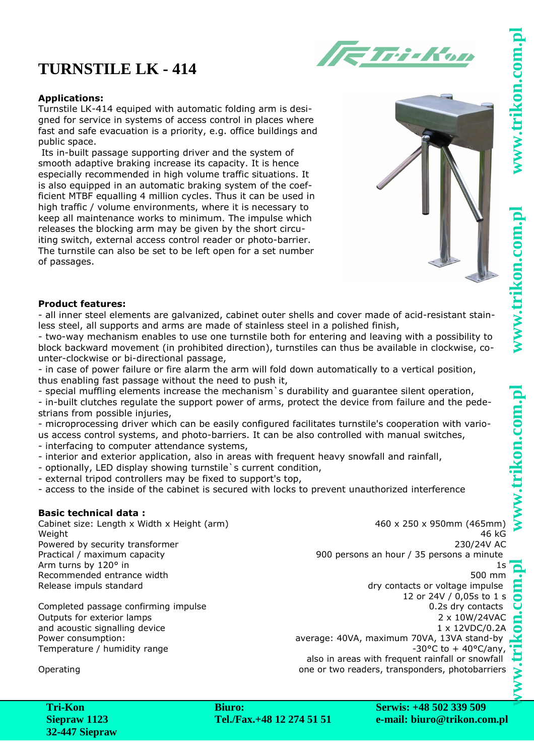# TURNSTILE LK - 414

**Applications:**
Turnstile LK-414 equiped with automatic folding arm is designed for service in systems of access control in places where fast and safe evacuation is a priority, e.g. office buildings and public space.
 Its in-built passage supporting driver and the system of smooth adaptive braking increase its capacity. It is hence especially recommended in high volume traffic situations. It is also equipped in an automatic braking system of the coefficient MTBF equalling 4 million cycles. Thus it can be used in high traffic / volume environments, where it is necessary to keep all maintenance works to minimum. The impulse which releases the blocking arm may be given by the short circuiting switch, external access control reader or photo-barrier. The turnstile can also be set to be left open for a set number of passages.

**Product features:**
- all inner steel elements are galvanized, cabinet outer shells and cover made of acid-resistant stainless steel, all supports and arms are made of stainless steel in a polished finish,
- two-way mechanism enables to use one turnstile both for entering and leaving with a possibility to block backward movement (in prohibited direction), turnstiles can thus be available in clockwise, counter-clockwise or bi-directional passage,
- in case of power failure or fire alarm the arm will fold down automatically to a vertical position, thus enabling fast passage without the need to push it,
- special muffling elements increase the mechanism`s durability and guarantee silent operation,
- in-built clutches regulate the support power of arms, protect the device from failure and the pedestrians from possible injuries,
- microprocessing driver which can be easily configured facilitates turnstile's cooperation with various access control systems, and photo-barriers. It can be also controlled with manual switches,
- interfacing to computer attendance systems,
- interior and exterior application, also in areas with frequent heavy snowfall and rainfall,
- optionally, LED display showing turnstile`s current condition,
- external tripod controllers may be fixed to support's top,
- access to the inside of the cabinet is secured with locks to prevent unauthorized interference

**Basic technical data :**

| | |
|---|---|
| Cabinet size: Length x Width x Height (arm) | 460 x 250 x 950mm (465mm) |
| Weight | 46 kG |
| Powered by security transformer | 230/24V AC |
| Practical / maximum capacity | 900 persons an hour / 35 persons a minute |
| Arm turns by 120° in | 1s |
| Recommended entrance width | 500 mm |
| Release impuls standard | dry contacts or voltage impulse 12 or 24V / 0,05s to 1 s |
| Completed passage confirming impulse | 0.2s dry contacts |
| Outputs for exterior lamps | 2 x 10W/24VAC |
| and acoustic signalling device | 1 x 12VDC/0.2A |
| Power consumption: | average: 40VA, maximum 70VA, 13VA stand-by |
| Temperature / humidity range | -30°C to + 40°C/any, also in areas with frequent rainfall or snowfall |
| Operating | one or two readers, transponders, photobarriers |

**Tri-Kon**
**Siepraw 1123**
**32-447 Siepraw**

**Biuro:**
**Tel./Fax.+48 12 274 51 51**

**Serwis: +48 502 339 509**
**e-mail: biuro@trikon.com.pl**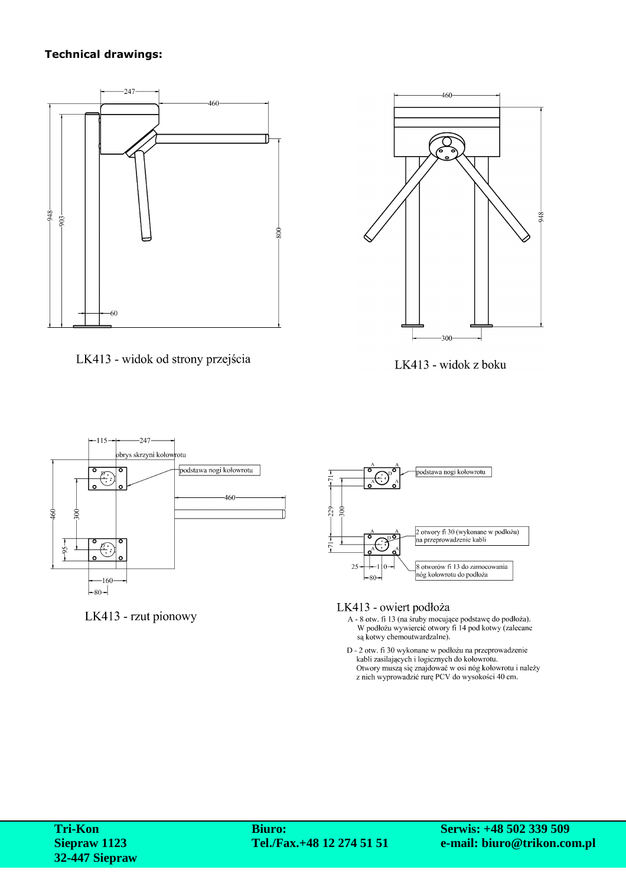**Technical drawings:**

247

460

948

903

800

60

LK413 - widok od strony przejścia

460

948

300

LK413 - widok z boku

115

247

obrys skrzyni kołowrotu

podstawa nogi kołowrotu

460

460

300

95

160

80

LK413 - rzut pionowy

71

229

300

71

podstawa nogi kołowrotu

2 otwory fi 30 (wykonane w podłożu) na przeprowadzenie kabli

8 otworów fi 13 do zamocowania nóg kołowrotu do podłoża

25

10

80

LK413 - owiert podłoża

A - 8 otw. fi 13 (na śruby mocujące podstawę do podłoża). W podłożu wywiercić otwory fi 14 pod kotwy (zalecane są kotwy chemoutwardzalne).

D - 2 otw. fi 30 wykonane w podłożu na przeprowadzenie kabli zasilających i logicznych do kołowrotu. Otwory muszą się znajdować w osi nóg kołowrotu i należy z nich wyprowadzić rurę PCV do wysokości 40 cm.

**Tri-Kon**
**Sieprаw 1123**
**32-447 Siepraw**

**Biuro:**
**Tel./Fax.+48 12 274 51 51**

**Serwis: +48 502 339 509**
**e-mail: biuro@trikon.com.pl**